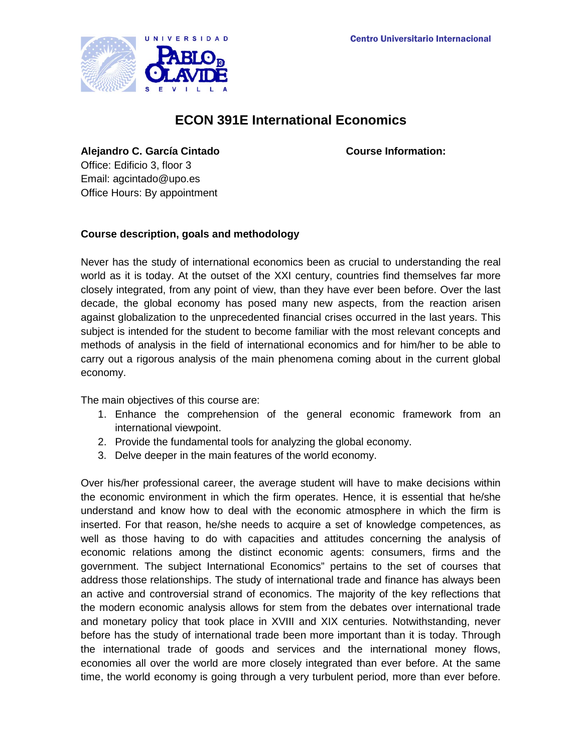Centro Universitario Internacional

# ECON 391E International Economics

**Alejandro C. García Cintado**
Office: Edificio 3, floor 3
Email: agcintado@upo.es
Office Hours: By appointment

**Course Information:**

### Course description, goals and methodology

Never has the study of international economics been as crucial to understanding the real world as it is today. At the outset of the XXI century, countries find themselves far more closely integrated, from any point of view, than they have ever been before. Over the last decade, the global economy has posed many new aspects, from the reaction arisen against globalization to the unprecedented financial crises occurred in the last years. This subject is intended for the student to become familiar with the most relevant concepts and methods of analysis in the field of international economics and for him/her to be able to carry out a rigorous analysis of the main phenomena coming about in the current global economy.

The main objectives of this course are:

1. Enhance the comprehension of the general economic framework from an international viewpoint.
2. Provide the fundamental tools for analyzing the global economy.
3. Delve deeper in the main features of the world economy.

Over his/her professional career, the average student will have to make decisions within the economic environment in which the firm operates. Hence, it is essential that he/she understand and know how to deal with the economic atmosphere in which the firm is inserted. For that reason, he/she needs to acquire a set of knowledge competences, as well as those having to do with capacities and attitudes concerning the analysis of economic relations among the distinct economic agents: consumers, firms and the government. The subject International Economics" pertains to the set of courses that address those relationships. The study of international trade and finance has always been an active and controversial strand of economics. The majority of the key reflections that the modern economic analysis allows for stem from the debates over international trade and monetary policy that took place in XVIII and XIX centuries. Notwithstanding, never before has the study of international trade been more important than it is today. Through the international trade of goods and services and the international money flows, economies all over the world are more closely integrated than ever before. At the same time, the world economy is going through a very turbulent period, more than ever before.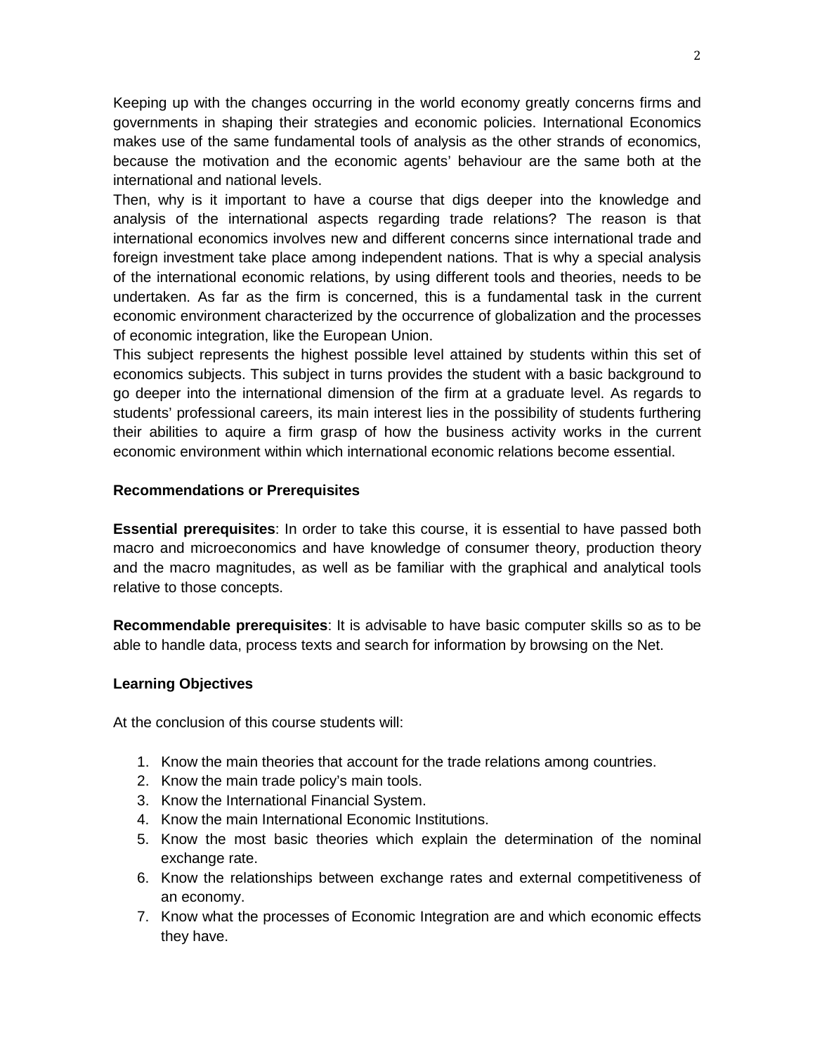Keeping up with the changes occurring in the world economy greatly concerns firms and governments in shaping their strategies and economic policies. International Economics makes use of the same fundamental tools of analysis as the other strands of economics, because the motivation and the economic agents' behaviour are the same both at the international and national levels.

Then, why is it important to have a course that digs deeper into the knowledge and analysis of the international aspects regarding trade relations? The reason is that international economics involves new and different concerns since international trade and foreign investment take place among independent nations. That is why a special analysis of the international economic relations, by using different tools and theories, needs to be undertaken. As far as the firm is concerned, this is a fundamental task in the current economic environment characterized by the occurrence of globalization and the processes of economic integration, like the European Union.

This subject represents the highest possible level attained by students within this set of economics subjects. This subject in turns provides the student with a basic background to go deeper into the international dimension of the firm at a graduate level. As regards to students' professional careers, its main interest lies in the possibility of students furthering their abilities to aquire a firm grasp of how the business activity works in the current economic environment within which international economic relations become essential.

**Recommendations or Prerequisites**

**Essential prerequisites**: In order to take this course, it is essential to have passed both macro and microeconomics and have knowledge of consumer theory, production theory and the macro magnitudes, as well as be familiar with the graphical and analytical tools relative to those concepts.

**Recommendable prerequisites**: It is advisable to have basic computer skills so as to be able to handle data, process texts and search for information by browsing on the Net.

**Learning Objectives**

At the conclusion of this course students will:

1. Know the main theories that account for the trade relations among countries.
2. Know the main trade policy's main tools.
3. Know the International Financial System.
4. Know the main International Economic Institutions.
5. Know the most basic theories which explain the determination of the nominal exchange rate.
6. Know the relationships between exchange rates and external competitiveness of an economy.
7. Know what the processes of Economic Integration are and which economic effects they have.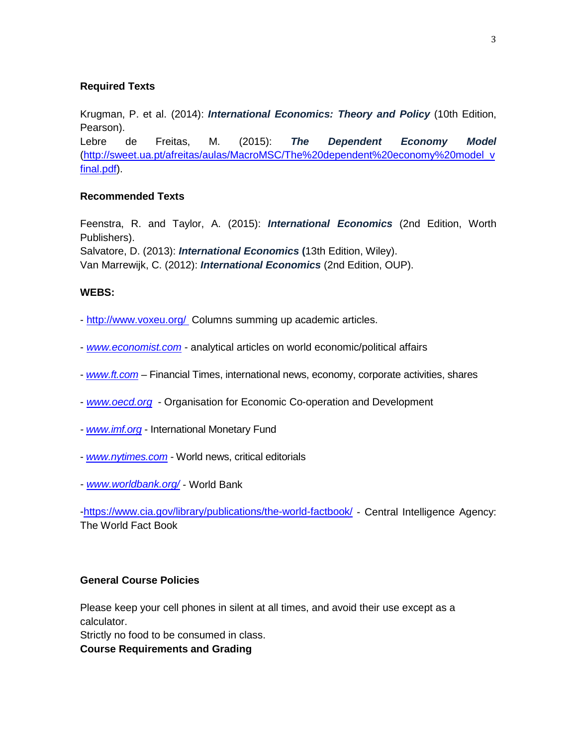### Required Texts

Krugman, P. et al. (2014): ***International Economics: Theory and Policy*** (10th Edition, Pearson).
Lebre de Freitas, M. (2015): ***The Dependent Economy Model*** ([http://sweet.ua.pt/afreitas/aulas/MacroMSC/The%20dependent%20economy%20model v final.pdf](http://sweet.ua.pt/afreitas/aulas/MacroMSC/The%20dependent%20economy%20model%20v%20final.pdf)).

### Recommended Texts

Feenstra, R. and Taylor, A. (2015): ***International Economics*** (2nd Edition, Worth Publishers).
Salvatore, D. (2013): ***International Economics*** **(**13th Edition, Wiley).
Van Marrewijk, C. (2012): ***International Economics*** (2nd Edition, OUP).

### WEBS:

- [http://www.voxeu.org/](http://www.voxeu.org/) Columns summing up academic articles.

- *[www.economist.com](http://www.economist.com)* - analytical articles on world economic/political affairs

- *[www.ft.com](http://www.ft.com)* – Financial Times, international news, economy, corporate activities, shares

- *[www.oecd.org](http://www.oecd.org)* - Organisation for Economic Co-operation and Development

- *[www.imf.org](http://www.imf.org)* - International Monetary Fund

- *[www.nytimes.com](http://www.nytimes.com)* - World news, critical editorials

- *[www.worldbank.org/](http://www.worldbank.org/)* - World Bank

-[https://www.cia.gov/library/publications/the-world-factbook/](https://www.cia.gov/library/publications/the-world-factbook/) - Central Intelligence Agency: The World Fact Book

### General Course Policies

Please keep your cell phones in silent at all times, and avoid their use except as a calculator.
Strictly no food to be consumed in class.

### Course Requirements and Grading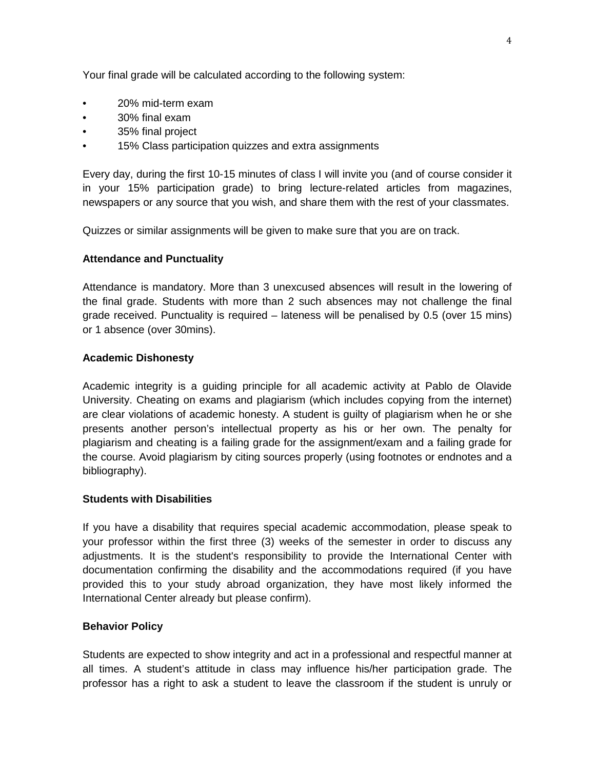Your final grade will be calculated according to the following system:

- 20% mid-term exam
- 30% final exam
- 35% final project
- 15% Class participation quizzes and extra assignments

Every day, during the first 10-15 minutes of class I will invite you (and of course consider it in your 15% participation grade) to bring lecture-related articles from magazines, newspapers or any source that you wish, and share them with the rest of your classmates.

Quizzes or similar assignments will be given to make sure that you are on track.

**Attendance and Punctuality**

Attendance is mandatory. More than 3 unexcused absences will result in the lowering of the final grade. Students with more than 2 such absences may not challenge the final grade received. Punctuality is required – lateness will be penalised by 0.5 (over 15 mins) or 1 absence (over 30mins).

**Academic Dishonesty**

Academic integrity is a guiding principle for all academic activity at Pablo de Olavide University. Cheating on exams and plagiarism (which includes copying from the internet) are clear violations of academic honesty. A student is guilty of plagiarism when he or she presents another person's intellectual property as his or her own. The penalty for plagiarism and cheating is a failing grade for the assignment/exam and a failing grade for the course. Avoid plagiarism by citing sources properly (using footnotes or endnotes and a bibliography).

**Students with Disabilities**

If you have a disability that requires special academic accommodation, please speak to your professor within the first three (3) weeks of the semester in order to discuss any adjustments. It is the student's responsibility to provide the International Center with documentation confirming the disability and the accommodations required (if you have provided this to your study abroad organization, they have most likely informed the International Center already but please confirm).

**Behavior Policy**

Students are expected to show integrity and act in a professional and respectful manner at all times. A student's attitude in class may influence his/her participation grade. The professor has a right to ask a student to leave the classroom if the student is unruly or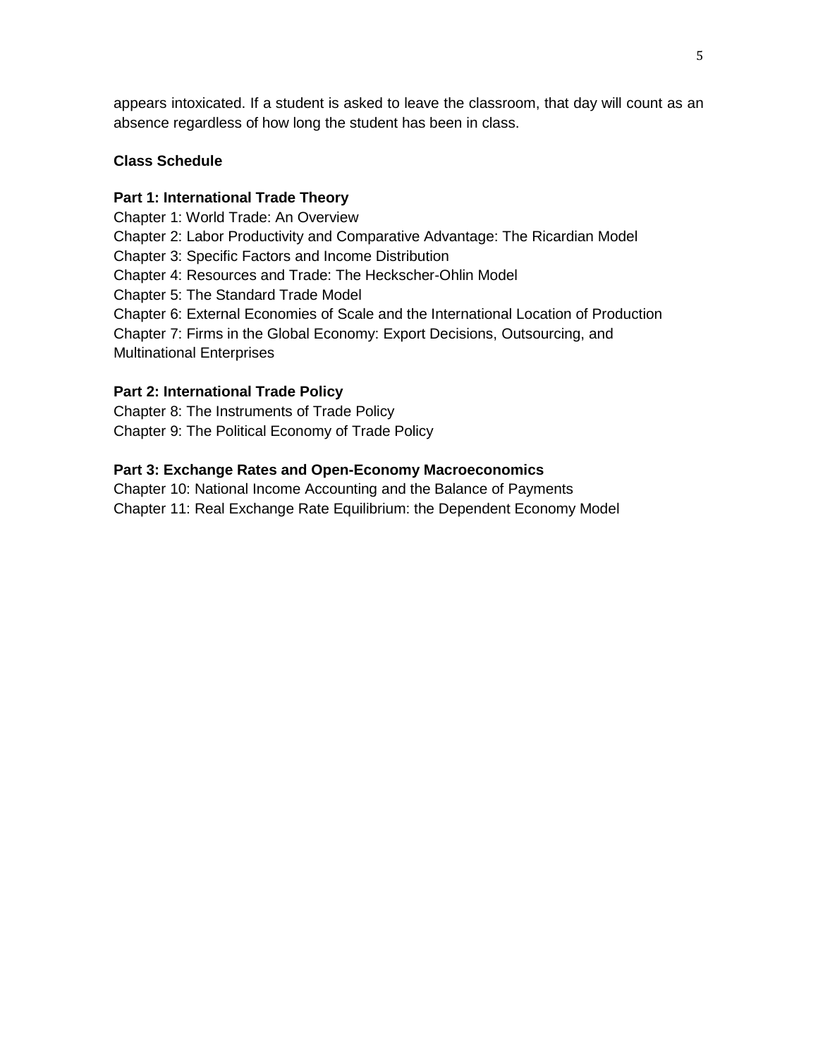appears intoxicated. If a student is asked to leave the classroom, that day will count as an absence regardless of how long the student has been in class.

**Class Schedule**

**Part 1: International Trade Theory**

Chapter 1: World Trade: An Overview
Chapter 2: Labor Productivity and Comparative Advantage: The Ricardian Model
Chapter 3: Specific Factors and Income Distribution
Chapter 4: Resources and Trade: The Heckscher-Ohlin Model
Chapter 5: The Standard Trade Model
Chapter 6: External Economies of Scale and the International Location of Production
Chapter 7: Firms in the Global Economy: Export Decisions, Outsourcing, and Multinational Enterprises

**Part 2: International Trade Policy**

Chapter 8: The Instruments of Trade Policy
Chapter 9: The Political Economy of Trade Policy

**Part 3: Exchange Rates and Open-Economy Macroeconomics**

Chapter 10: National Income Accounting and the Balance of Payments
Chapter 11: Real Exchange Rate Equilibrium: the Dependent Economy Model